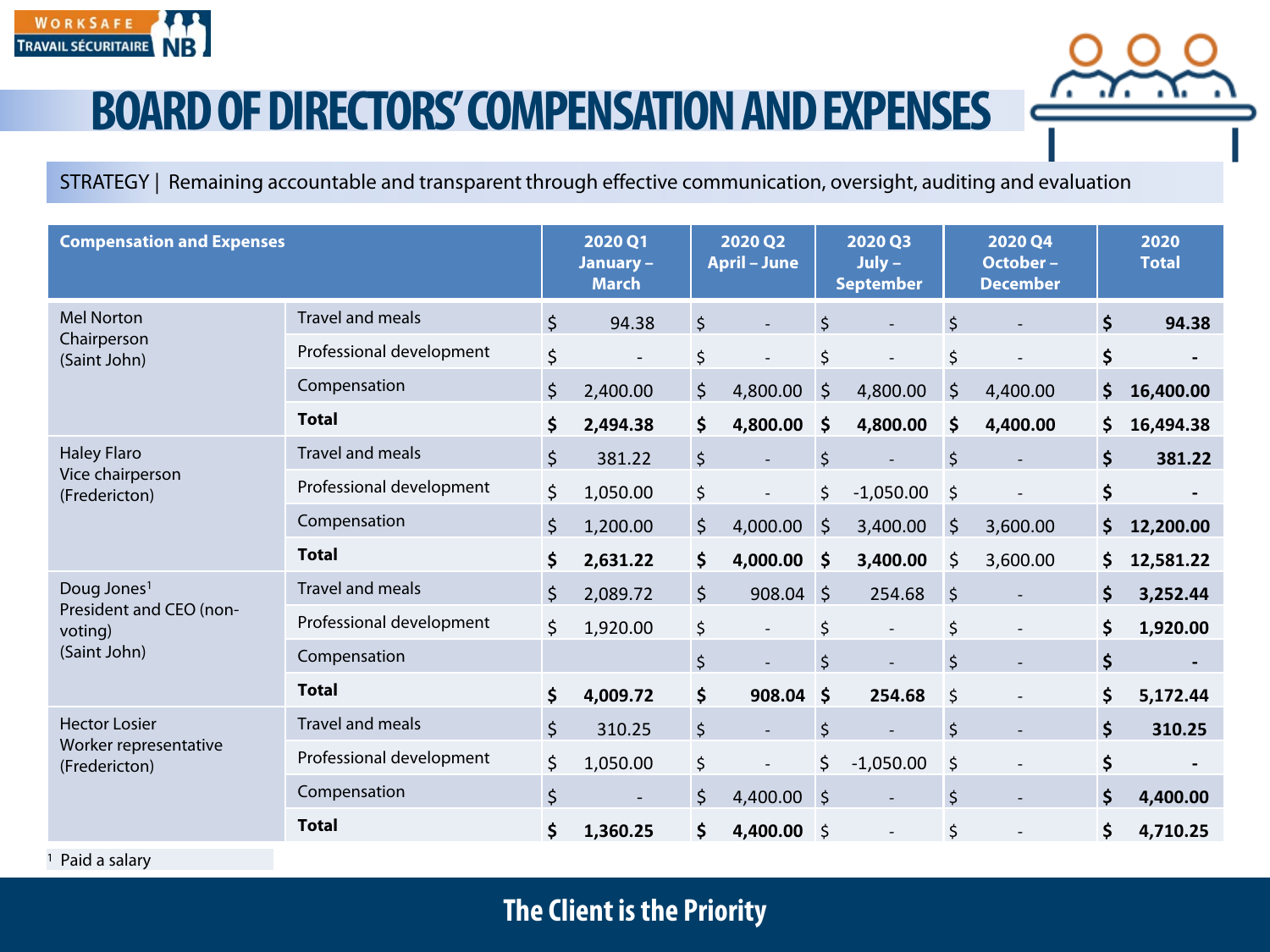# BOARD OF DIRECTORS' COMPENSATION AND EXPENSES

STRATEGY | Remaining accountable and transparent through effective communication, oversight, auditing and evaluation

| Compensation and Expenses | | 2020 Q1 January – March | 2020 Q2 April – June | 2020 Q3 July – September | 2020 Q4 October – December | 2020 Total |
|---|---|---|---|---|---|---|
| Mel Norton Chairperson (Saint John) | Travel and meals | $ 94.38 | $ - | $ - | $ - | **$ 94.38** |
| | Professional development | $ - | $ - | $ - | $ - | **$ -** |
| | Compensation | $ 2,400.00 | $ 4,800.00 | $ 4,800.00 | $ 4,400.00 | **$ 16,400.00** |
| | **Total** | **$ 2,494.38** | **$ 4,800.00** | **$ 4,800.00** | **$ 4,400.00** | **$ 16,494.38** |
| Haley Flaro Vice chairperson (Fredericton) | Travel and meals | $ 381.22 | $ - | $ - | $ - | **$ 381.22** |
| | Professional development | $ 1,050.00 | $ - | $ -1,050.00 | $ - | **$ -** |
| | Compensation | $ 1,200.00 | $ 4,000.00 | $ 3,400.00 | $ 3,600.00 | **$ 12,200.00** |
| | **Total** | **$ 2,631.22** | **$ 4,000.00** | **$ 3,400.00** | $ 3,600.00 | **$ 12,581.22** |
| Doug Jones[1] President and CEO (non-voting) (Saint John) | Travel and meals | $ 2,089.72 | $ 908.04 | $ 254.68 | $ - | **$ 3,252.44** |
| | Professional development | $ 1,920.00 | $ - | $ - | $ - | **$ 1,920.00** |
| | Compensation | | $ - | $ - | $ - | **$ -** |
| | **Total** | **$ 4,009.72** | **$ 908.04** | **$ 254.68** | $ - | **$ 5,172.44** |
| Hector Losier Worker representative (Fredericton) | Travel and meals | $ 310.25 | $ - | $ - | $ - | **$ 310.25** |
| | Professional development | $ 1,050.00 | $ - | $ -1,050.00 | $ - | **$ -** |
| | Compensation | $ - | $ 4,400.00 | $ - | $ - | **$ 4,400.00** |
| | **Total** | **$ 1,360.25** | **$ 4,400.00** | $ - | $ - | **$ 4,710.25** |

[1] Paid a salary

**The Client is the Priority**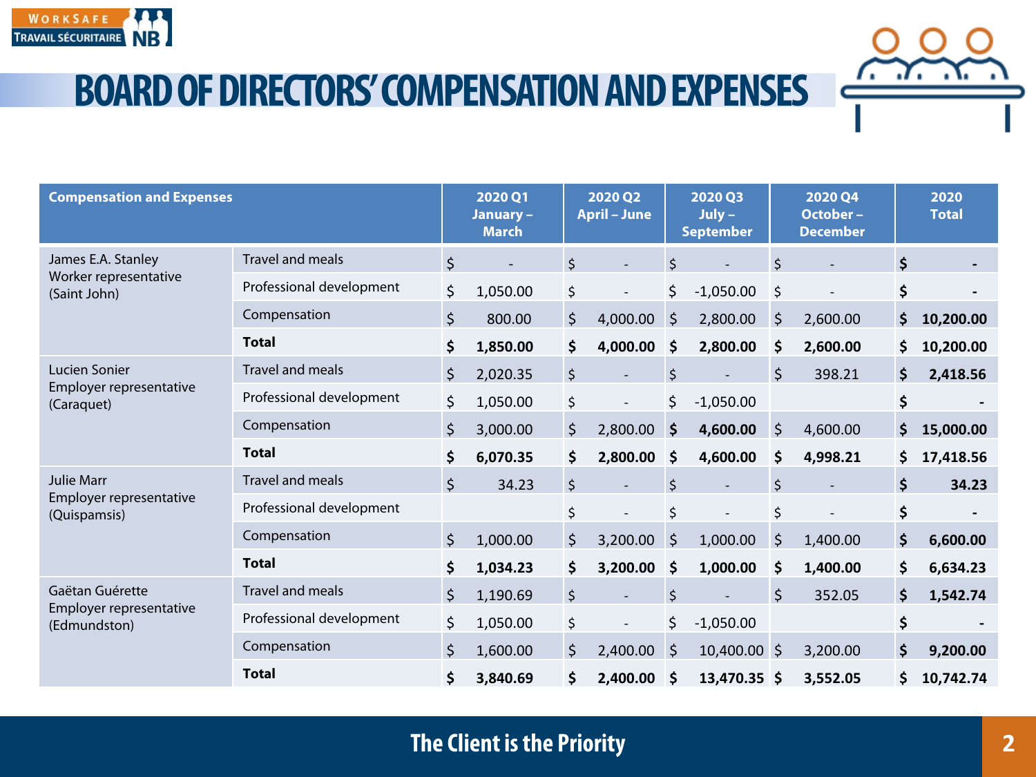# BOARD OF DIRECTORS' COMPENSATION AND EXPENSES

| Compensation and Expenses | | 2020 Q1 January – March | 2020 Q2 April – June | 2020 Q3 July – September | 2020 Q4 October – December | 2020 Total |
|---|---|---|---|---|---|---|
| James E.A. Stanley Worker representative (Saint John) | Travel and meals | $ - | $ - | $ - | $ - | **$ -** |
| | Professional development | $ 1,050.00 | $ - | $ -1,050.00 | $ - | **$ -** |
| | Compensation | $ 800.00 | $ 4,000.00 | $ 2,800.00 | $ 2,600.00 | **$ 10,200.00** |
| | **Total** | **$ 1,850.00** | **$ 4,000.00** | **$ 2,800.00** | **$ 2,600.00** | **$ 10,200.00** |
| Lucien Sonier Employer representative (Caraquet) | Travel and meals | $ 2,020.35 | $ - | $ - | $ 398.21 | **$ 2,418.56** |
| | Professional development | $ 1,050.00 | $ - | $ -1,050.00 | | **$ -** |
| | Compensation | $ 3,000.00 | $ 2,800.00 | **$ 4,600.00** | $ 4,600.00 | **$ 15,000.00** |
| | **Total** | **$ 6,070.35** | **$ 2,800.00** | **$ 4,600.00** | **$ 4,998.21** | **$ 17,418.56** |
| Julie Marr Employer representative (Quispamsis) | Travel and meals | $ 34.23 | $ - | $ - | $ - | **$ 34.23** |
| | Professional development | | $ - | $ - | $ - | **$ -** |
| | Compensation | $ 1,000.00 | $ 3,200.00 | $ 1,000.00 | $ 1,400.00 | **$ 6,600.00** |
| | **Total** | **$ 1,034.23** | **$ 3,200.00** | **$ 1,000.00** | **$ 1,400.00** | **$ 6,634.23** |
| Gaëtan Guérette Employer representative (Edmundston) | Travel and meals | $ 1,190.69 | $ - | $ - | $ 352.05 | **$ 1,542.74** |
| | Professional development | $ 1,050.00 | $ - | $ -1,050.00 | | **$ -** |
| | Compensation | $ 1,600.00 | $ 2,400.00 | $ 10,400.00 | $ 3,200.00 | **$ 9,200.00** |
| | **Total** | **$ 3,840.69** | **$ 2,400.00** | **$ 13,470.35** | **$ 3,552.05** | **$ 10,742.74** |

**The Client is the Priority**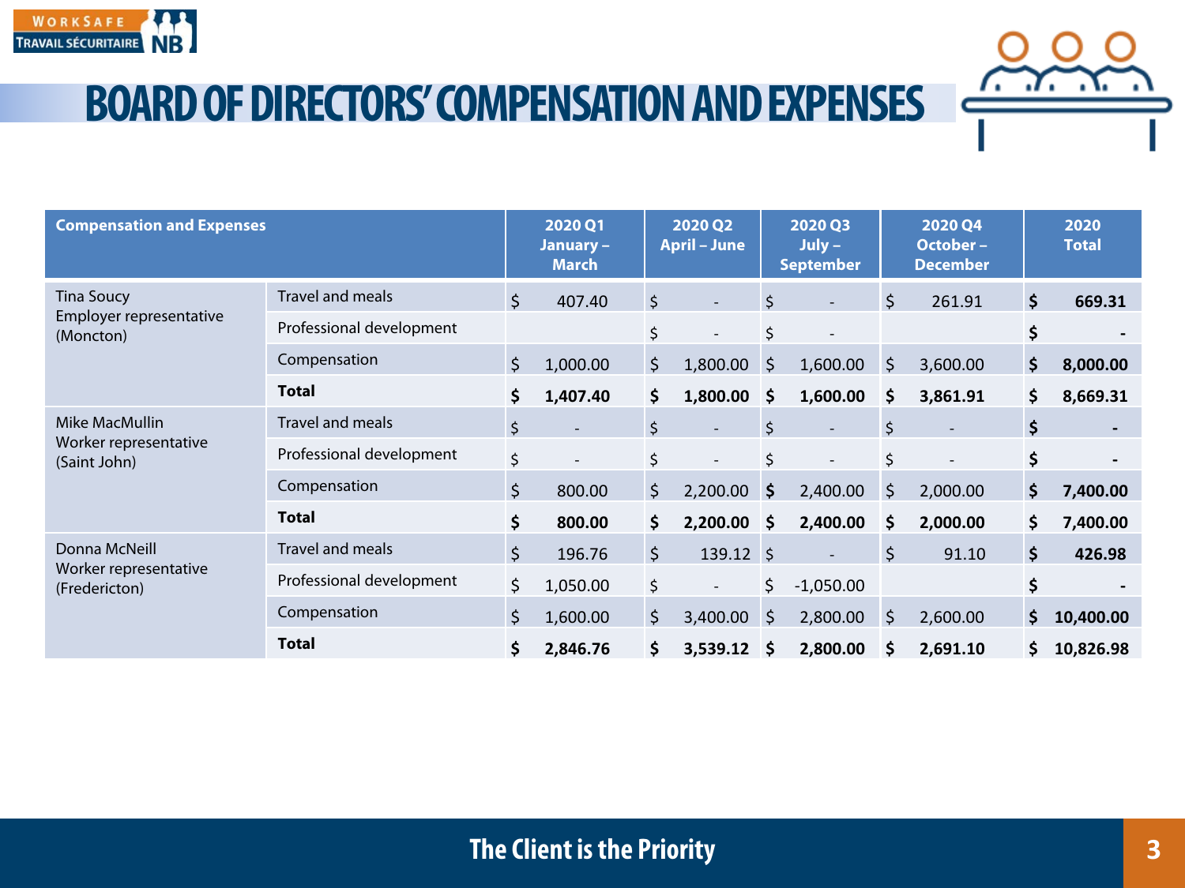# BOARD OF DIRECTORS' COMPENSATION AND EXPENSES

| Compensation and Expenses | | 2020 Q1 January – March | 2020 Q2 April – June | 2020 Q3 July – September | 2020 Q4 October – December | 2020 Total |
|---|---|---|---|---|---|---|
| Tina Soucy Employer representative (Moncton) | Travel and meals | $ 407.40 | $ - | $ - | $ 261.91 | **$ 669.31** |
| | Professional development | | $ - | $ - | | **$ -** |
| | Compensation | $ 1,000.00 | $ 1,800.00 | $ 1,600.00 | $ 3,600.00 | **$ 8,000.00** |
| | **Total** | **$ 1,407.40** | **$ 1,800.00** | **$ 1,600.00** | **$ 3,861.91** | **$ 8,669.31** |
| Mike MacMullin Worker representative (Saint John) | Travel and meals | $ - | $ - | $ - | $ - | **$ -** |
| | Professional development | $ - | $ - | $ - | $ - | **$ -** |
| | Compensation | $ 800.00 | $ 2,200.00 | $ 2,400.00 | $ 2,000.00 | **$ 7,400.00** |
| | **Total** | **$ 800.00** | **$ 2,200.00** | **$ 2,400.00** | **$ 2,000.00** | **$ 7,400.00** |
| Donna McNeill Worker representative (Fredericton) | Travel and meals | $ 196.76 | $ 139.12 | $ - | $ 91.10 | **$ 426.98** |
| | Professional development | $ 1,050.00 | $ - | $ -1,050.00 | | **$ -** |
| | Compensation | $ 1,600.00 | $ 3,400.00 | $ 2,800.00 | $ 2,600.00 | **$ 10,400.00** |
| | **Total** | **$ 2,846.76** | **$ 3,539.12** | **$ 2,800.00** | **$ 2,691.10** | **$ 10,826.98** |

The Client is the Priority